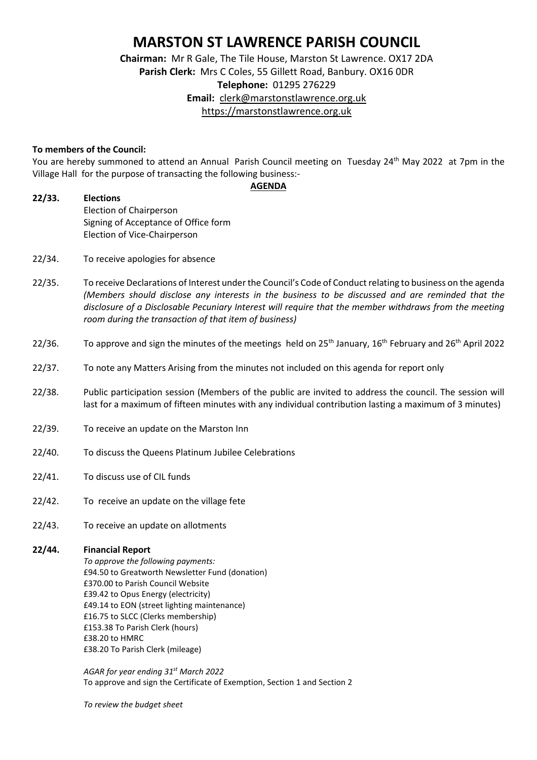# MARSTON ST LAWRENCE PARISH COUNCIL

**Chairman:** Mr R Gale, The Tile House, Marston St Lawrence. OX17 2DA
**Parish Clerk:** Mrs C Coles, 55 Gillett Road, Banbury. OX16 0DR
**Telephone:** 01295 276229
**Email:** clerk@marstonstlawrence.org.uk
https://marstonstlawrence.org.uk

**To members of the Council:**

You are hereby summoned to attend an Annual Parish Council meeting on Tuesday 24th May 2022 at 7pm in the Village Hall for the purpose of transacting the following business:-

**AGENDA**

**22/33. Elections**
Election of Chairperson
Signing of Acceptance of Office form
Election of Vice-Chairperson

22/34. To receive apologies for absence

22/35. To receive Declarations of Interest under the Council's Code of Conduct relating to business on the agenda *(Members should disclose any interests in the business to be discussed and are reminded that the disclosure of a Disclosable Pecuniary Interest will require that the member withdraws from the meeting room during the transaction of that item of business)*

22/36. To approve and sign the minutes of the meetings held on 25th January, 16th February and 26th April 2022

22/37. To note any Matters Arising from the minutes not included on this agenda for report only

22/38. Public participation session (Members of the public are invited to address the council. The session will last for a maximum of fifteen minutes with any individual contribution lasting a maximum of 3 minutes)

22/39. To receive an update on the Marston Inn

22/40. To discuss the Queens Platinum Jubilee Celebrations

22/41. To discuss use of CIL funds

22/42. To receive an update on the village fete

22/43. To receive an update on allotments

**22/44. Financial Report**

*To approve the following payments:*
£94.50 to Greatworth Newsletter Fund (donation)
£370.00 to Parish Council Website
£39.42 to Opus Energy (electricity)
£49.14 to EON (street lighting maintenance)
£16.75 to SLCC (Clerks membership)
£153.38 To Parish Clerk (hours)
£38.20 to HMRC
£38.20 To Parish Clerk (mileage)

*AGAR for year ending 31st March 2022*
To approve and sign the Certificate of Exemption, Section 1 and Section 2

*To review the budget sheet*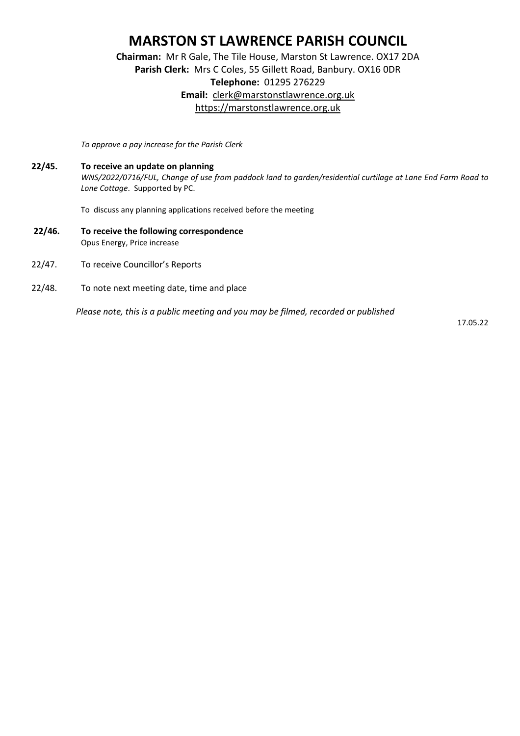# MARSTON ST LAWRENCE PARISH COUNCIL

**Chairman:** Mr R Gale, The Tile House, Marston St Lawrence. OX17 2DA
**Parish Clerk:** Mrs C Coles, 55 Gillett Road, Banbury. OX16 0DR
**Telephone:** 01295 276229
**Email:** clerk@marstonstlawrence.org.uk
https://marstonstlawrence.org.uk

*To approve a pay increase for the Parish Clerk*

**22/45. To receive an update on planning**
*WNS/2022/0716/FUL, Change of use from paddock land to garden/residential curtilage at Lane End Farm Road to Lone Cottage*. Supported by PC.

To discuss any planning applications received before the meeting

**22/46. To receive the following correspondence**
Opus Energy, Price increase

22/47. To receive Councillor's Reports

22/48. To note next meeting date, time and place

*Please note, this is a public meeting and you may be filmed, recorded or published*

17.05.22